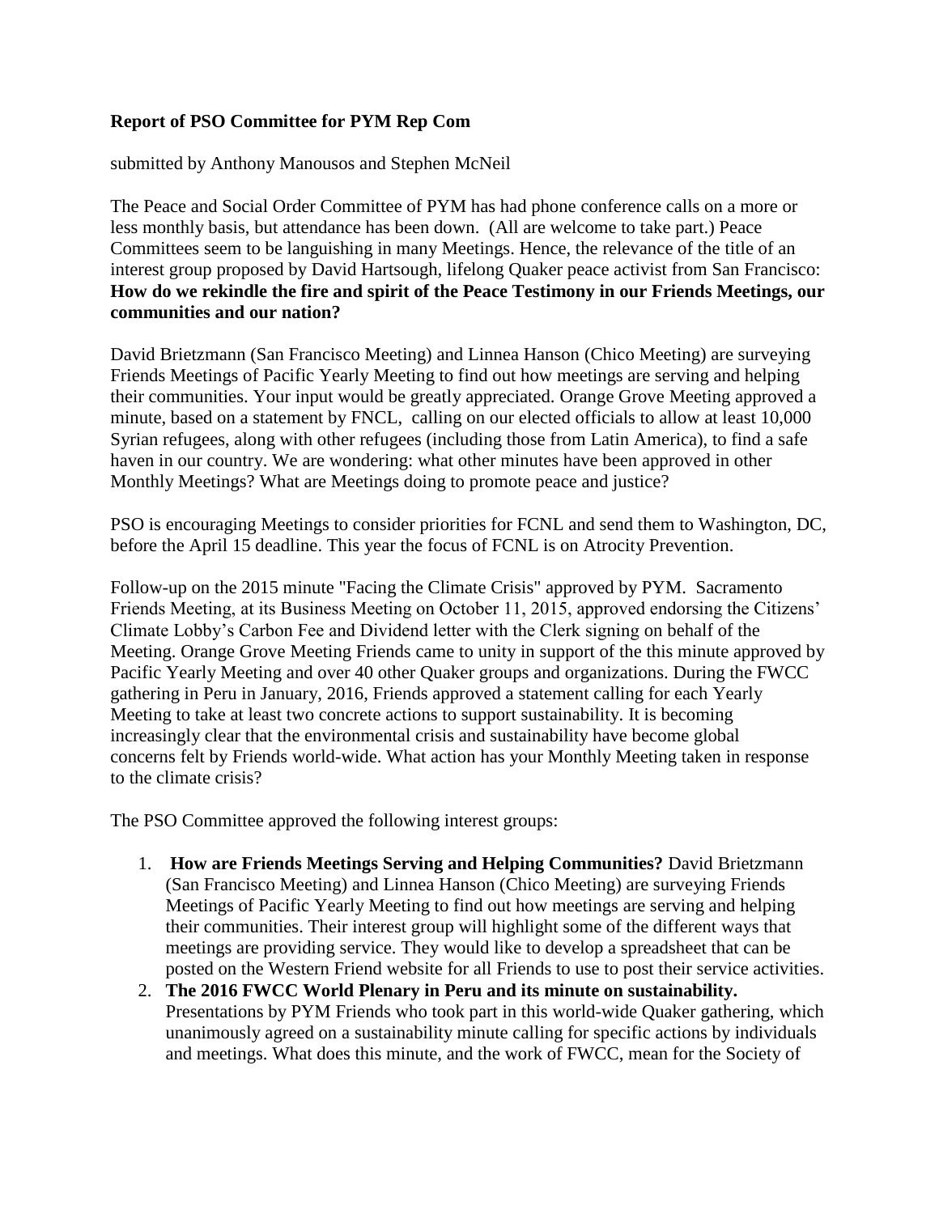**Report of PSO Committee for PYM Rep Com**

submitted by Anthony Manousos and Stephen McNeil

The Peace and Social Order Committee of PYM has had phone conference calls on a more or less monthly basis, but attendance has been down. (All are welcome to take part.) Peace Committees seem to be languishing in many Meetings. Hence, the relevance of the title of an interest group proposed by David Hartsough, lifelong Quaker peace activist from San Francisco: **How do we rekindle the fire and spirit of the Peace Testimony in our Friends Meetings, our communities and our nation?**

David Brietzmann (San Francisco Meeting) and Linnea Hanson (Chico Meeting) are surveying Friends Meetings of Pacific Yearly Meeting to find out how meetings are serving and helping their communities. Your input would be greatly appreciated. Orange Grove Meeting approved a minute, based on a statement by FNCL, calling on our elected officials to allow at least 10,000 Syrian refugees, along with other refugees (including those from Latin America), to find a safe haven in our country. We are wondering: what other minutes have been approved in other Monthly Meetings? What are Meetings doing to promote peace and justice?

PSO is encouraging Meetings to consider priorities for FCNL and send them to Washington, DC, before the April 15 deadline. This year the focus of FCNL is on Atrocity Prevention.

Follow-up on the 2015 minute "Facing the Climate Crisis" approved by PYM. Sacramento Friends Meeting, at its Business Meeting on October 11, 2015, approved endorsing the Citizens' Climate Lobby's Carbon Fee and Dividend letter with the Clerk signing on behalf of the Meeting. Orange Grove Meeting Friends came to unity in support of the this minute approved by Pacific Yearly Meeting and over 40 other Quaker groups and organizations. During the FWCC gathering in Peru in January, 2016, Friends approved a statement calling for each Yearly Meeting to take at least two concrete actions to support sustainability. It is becoming increasingly clear that the environmental crisis and sustainability have become global concerns felt by Friends world-wide. What action has your Monthly Meeting taken in response to the climate crisis?

The PSO Committee approved the following interest groups:

1. **How are Friends Meetings Serving and Helping Communities?** David Brietzmann (San Francisco Meeting) and Linnea Hanson (Chico Meeting) are surveying Friends Meetings of Pacific Yearly Meeting to find out how meetings are serving and helping their communities. Their interest group will highlight some of the different ways that meetings are providing service. They would like to develop a spreadsheet that can be posted on the Western Friend website for all Friends to use to post their service activities.
2. **The 2016 FWCC World Plenary in Peru and its minute on sustainability.** Presentations by PYM Friends who took part in this world-wide Quaker gathering, which unanimously agreed on a sustainability minute calling for specific actions by individuals and meetings. What does this minute, and the work of FWCC, mean for the Society of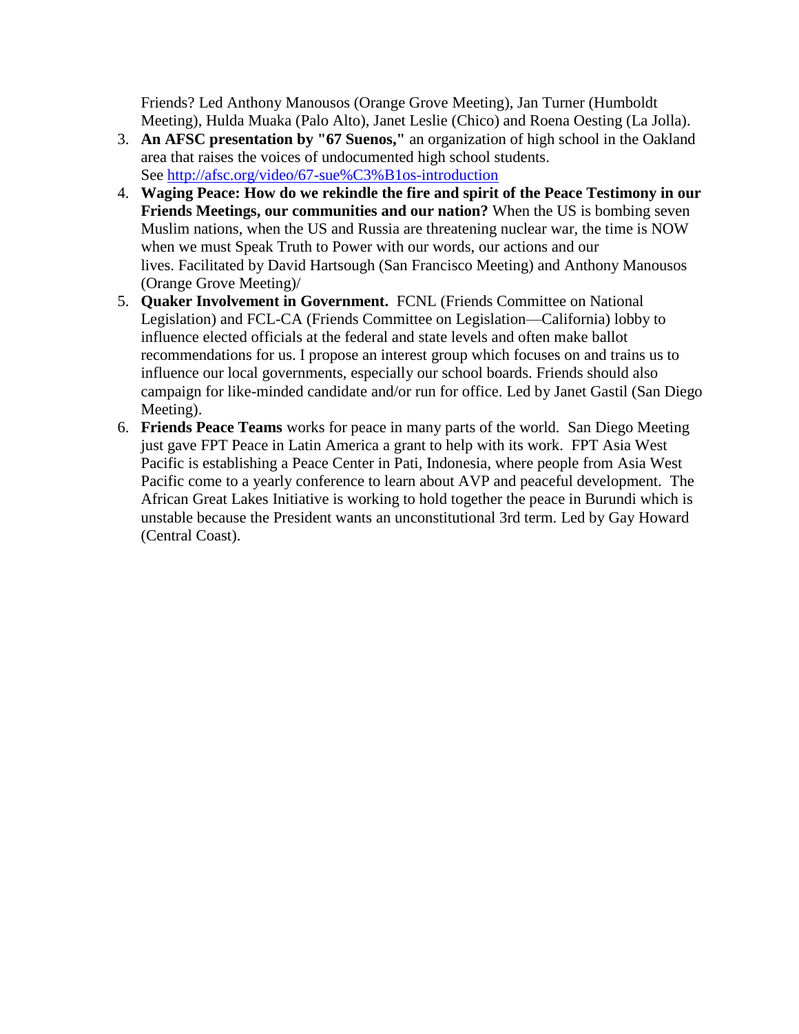Friends? Led Anthony Manousos (Orange Grove Meeting), Jan Turner (Humboldt Meeting), Hulda Muaka (Palo Alto), Janet Leslie (Chico) and Roena Oesting (La Jolla).

3. **An AFSC presentation by "67 Suenos,"** an organization of high school in the Oakland area that raises the voices of undocumented high school students. See http://afsc.org/video/67-sue%C3%B1os-introduction
4. **Waging Peace: How do we rekindle the fire and spirit of the Peace Testimony in our Friends Meetings, our communities and our nation?** When the US is bombing seven Muslim nations, when the US and Russia are threatening nuclear war, the time is NOW when we must Speak Truth to Power with our words, our actions and our lives. Facilitated by David Hartsough (San Francisco Meeting) and Anthony Manousos (Orange Grove Meeting)/
5. **Quaker Involvement in Government.** FCNL (Friends Committee on National Legislation) and FCL-CA (Friends Committee on Legislation—California) lobby to influence elected officials at the federal and state levels and often make ballot recommendations for us. I propose an interest group which focuses on and trains us to influence our local governments, especially our school boards. Friends should also campaign for like-minded candidate and/or run for office. Led by Janet Gastil (San Diego Meeting).
6. **Friends Peace Teams** works for peace in many parts of the world. San Diego Meeting just gave FPT Peace in Latin America a grant to help with its work. FPT Asia West Pacific is establishing a Peace Center in Pati, Indonesia, where people from Asia West Pacific come to a yearly conference to learn about AVP and peaceful development. The African Great Lakes Initiative is working to hold together the peace in Burundi which is unstable because the President wants an unconstitutional 3rd term. Led by Gay Howard (Central Coast).